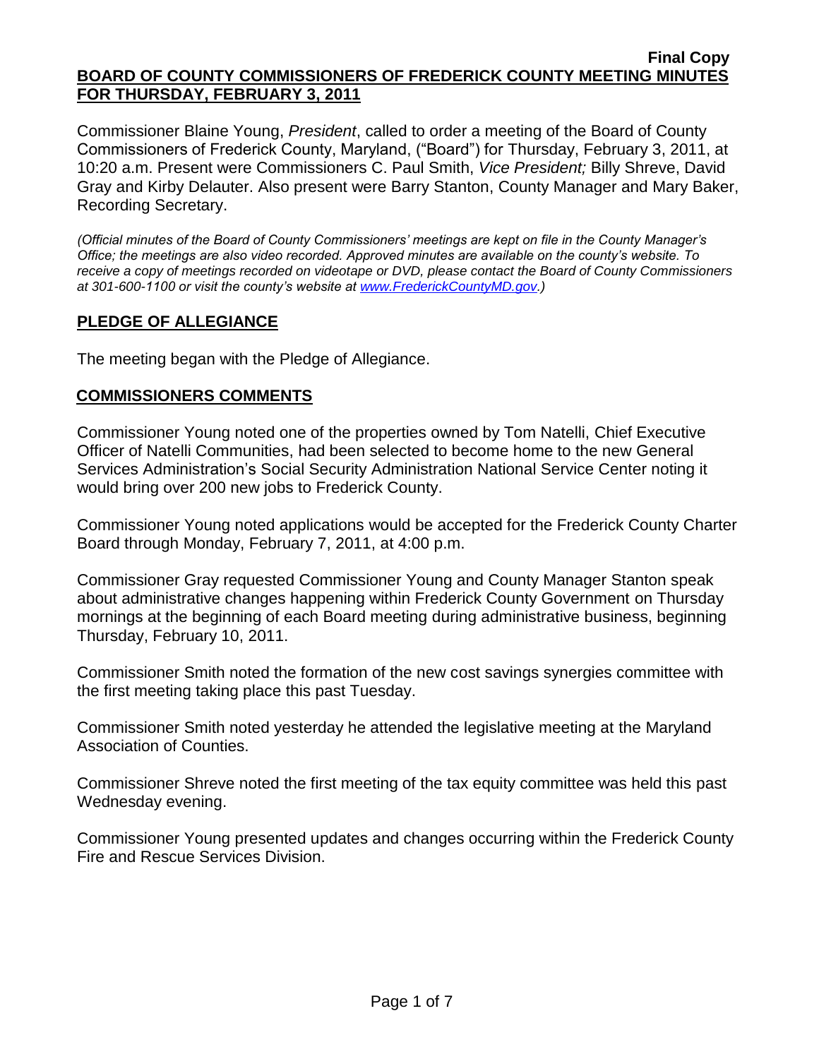**Final Copy**

**BOARD OF COUNTY COMMISSIONERS OF FREDERICK COUNTY MEETING MINUTES FOR THURSDAY, FEBRUARY 3, 2011**

Commissioner Blaine Young, *President*, called to order a meeting of the Board of County Commissioners of Frederick County, Maryland, ("Board") for Thursday, February 3, 2011, at 10:20 a.m. Present were Commissioners C. Paul Smith, *Vice President;* Billy Shreve, David Gray and Kirby Delauter. Also present were Barry Stanton, County Manager and Mary Baker, Recording Secretary.

*(Official minutes of the Board of County Commissioners' meetings are kept on file in the County Manager's Office; the meetings are also video recorded. Approved minutes are available on the county's website. To receive a copy of meetings recorded on videotape or DVD, please contact the Board of County Commissioners at 301-600-1100 or visit the county's website at [www.FrederickCountyMD.gov](http://www.FrederickCountyMD.gov).)*

## PLEDGE OF ALLEGIANCE

The meeting began with the Pledge of Allegiance.

## COMMISSIONERS COMMENTS

Commissioner Young noted one of the properties owned by Tom Natelli, Chief Executive Officer of Natelli Communities, had been selected to become home to the new General Services Administration's Social Security Administration National Service Center noting it would bring over 200 new jobs to Frederick County.

Commissioner Young noted applications would be accepted for the Frederick County Charter Board through Monday, February 7, 2011, at 4:00 p.m.

Commissioner Gray requested Commissioner Young and County Manager Stanton speak about administrative changes happening within Frederick County Government on Thursday mornings at the beginning of each Board meeting during administrative business, beginning Thursday, February 10, 2011.

Commissioner Smith noted the formation of the new cost savings synergies committee with the first meeting taking place this past Tuesday.

Commissioner Smith noted yesterday he attended the legislative meeting at the Maryland Association of Counties.

Commissioner Shreve noted the first meeting of the tax equity committee was held this past Wednesday evening.

Commissioner Young presented updates and changes occurring within the Frederick County Fire and Rescue Services Division.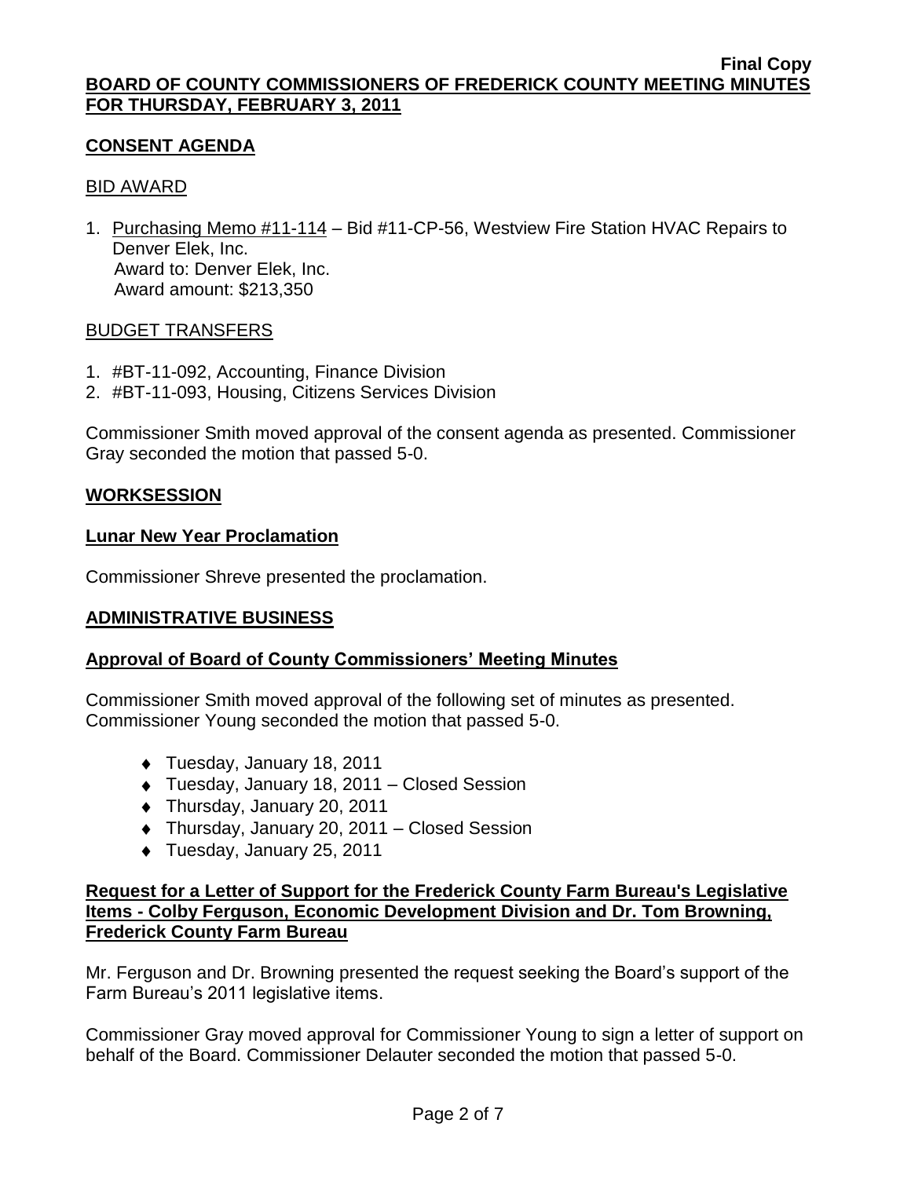**Final Copy**
**BOARD OF COUNTY COMMISSIONERS OF FREDERICK COUNTY MEETING MINUTES FOR THURSDAY, FEBRUARY 3, 2011**

## CONSENT AGENDA

### BID AWARD

1. Purchasing Memo #11-114 – Bid #11-CP-56, Westview Fire Station HVAC Repairs to Denver Elek, Inc.
   Award to: Denver Elek, Inc.
   Award amount: $213,350

### BUDGET TRANSFERS

1. #BT-11-092, Accounting, Finance Division
2. #BT-11-093, Housing, Citizens Services Division

Commissioner Smith moved approval of the consent agenda as presented. Commissioner Gray seconded the motion that passed 5-0.

## WORKSESSION

### Lunar New Year Proclamation

Commissioner Shreve presented the proclamation.

## ADMINISTRATIVE BUSINESS

### Approval of Board of County Commissioners' Meeting Minutes

Commissioner Smith moved approval of the following set of minutes as presented. Commissioner Young seconded the motion that passed 5-0.

- Tuesday, January 18, 2011
- Tuesday, January 18, 2011 – Closed Session
- Thursday, January 20, 2011
- Thursday, January 20, 2011 – Closed Session
- Tuesday, January 25, 2011

### Request for a Letter of Support for the Frederick County Farm Bureau's Legislative Items - Colby Ferguson, Economic Development Division and Dr. Tom Browning, Frederick County Farm Bureau

Mr. Ferguson and Dr. Browning presented the request seeking the Board's support of the Farm Bureau's 2011 legislative items.

Commissioner Gray moved approval for Commissioner Young to sign a letter of support on behalf of the Board. Commissioner Delauter seconded the motion that passed 5-0.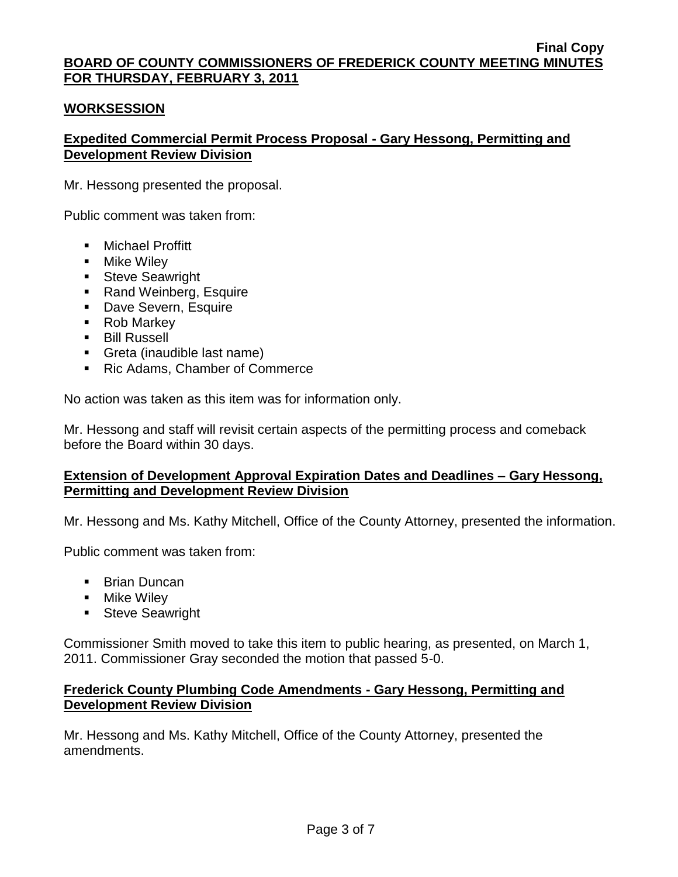## WORKSESSION

### Expedited Commercial Permit Process Proposal - Gary Hessong, Permitting and Development Review Division

Mr. Hessong presented the proposal.

Public comment was taken from:

- Michael Proffitt
- Mike Wiley
- Steve Seawright
- Rand Weinberg, Esquire
- Dave Severn, Esquire
- Rob Markey
- Bill Russell
- Greta (inaudible last name)
- Ric Adams, Chamber of Commerce

No action was taken as this item was for information only.

Mr. Hessong and staff will revisit certain aspects of the permitting process and comeback before the Board within 30 days.

### Extension of Development Approval Expiration Dates and Deadlines – Gary Hessong, Permitting and Development Review Division

Mr. Hessong and Ms. Kathy Mitchell, Office of the County Attorney, presented the information.

Public comment was taken from:

- Brian Duncan
- Mike Wiley
- Steve Seawright

Commissioner Smith moved to take this item to public hearing, as presented, on March 1, 2011. Commissioner Gray seconded the motion that passed 5-0.

### Frederick County Plumbing Code Amendments - Gary Hessong, Permitting and Development Review Division

Mr. Hessong and Ms. Kathy Mitchell, Office of the County Attorney, presented the amendments.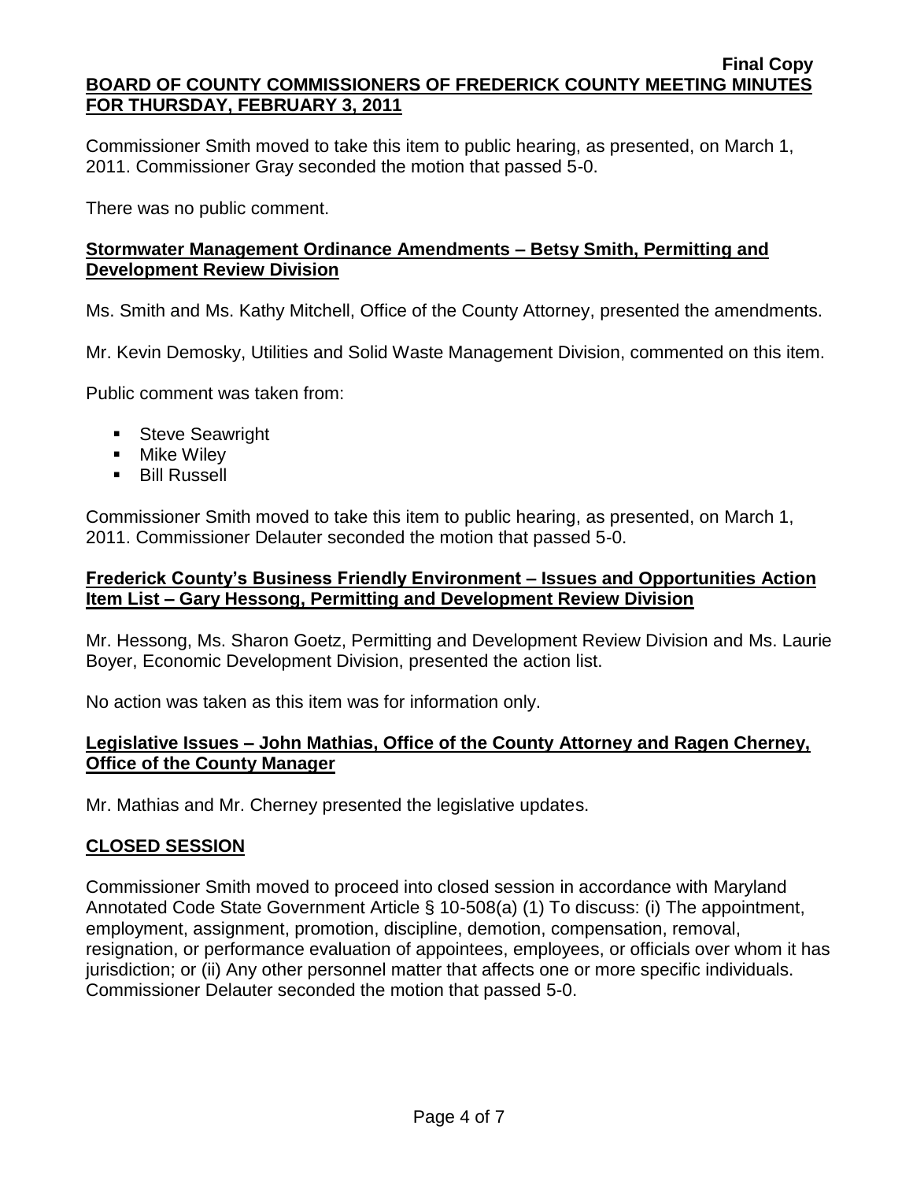Commissioner Smith moved to take this item to public hearing, as presented, on March 1, 2011. Commissioner Gray seconded the motion that passed 5-0.

There was no public comment.

## Stormwater Management Ordinance Amendments – Betsy Smith, Permitting and Development Review Division

Ms. Smith and Ms. Kathy Mitchell, Office of the County Attorney, presented the amendments.

Mr. Kevin Demosky, Utilities and Solid Waste Management Division, commented on this item.

Public comment was taken from:

- Steve Seawright
- Mike Wiley
- Bill Russell

Commissioner Smith moved to take this item to public hearing, as presented, on March 1, 2011. Commissioner Delauter seconded the motion that passed 5-0.

## Frederick County's Business Friendly Environment – Issues and Opportunities Action Item List – Gary Hessong, Permitting and Development Review Division

Mr. Hessong, Ms. Sharon Goetz, Permitting and Development Review Division and Ms. Laurie Boyer, Economic Development Division, presented the action list.

No action was taken as this item was for information only.

## Legislative Issues – John Mathias, Office of the County Attorney and Ragen Cherney, Office of the County Manager

Mr. Mathias and Mr. Cherney presented the legislative updates.

## CLOSED SESSION

Commissioner Smith moved to proceed into closed session in accordance with Maryland Annotated Code State Government Article § 10-508(a) (1) To discuss: (i) The appointment, employment, assignment, promotion, discipline, demotion, compensation, removal, resignation, or performance evaluation of appointees, employees, or officials over whom it has jurisdiction; or (ii) Any other personnel matter that affects one or more specific individuals. Commissioner Delauter seconded the motion that passed 5-0.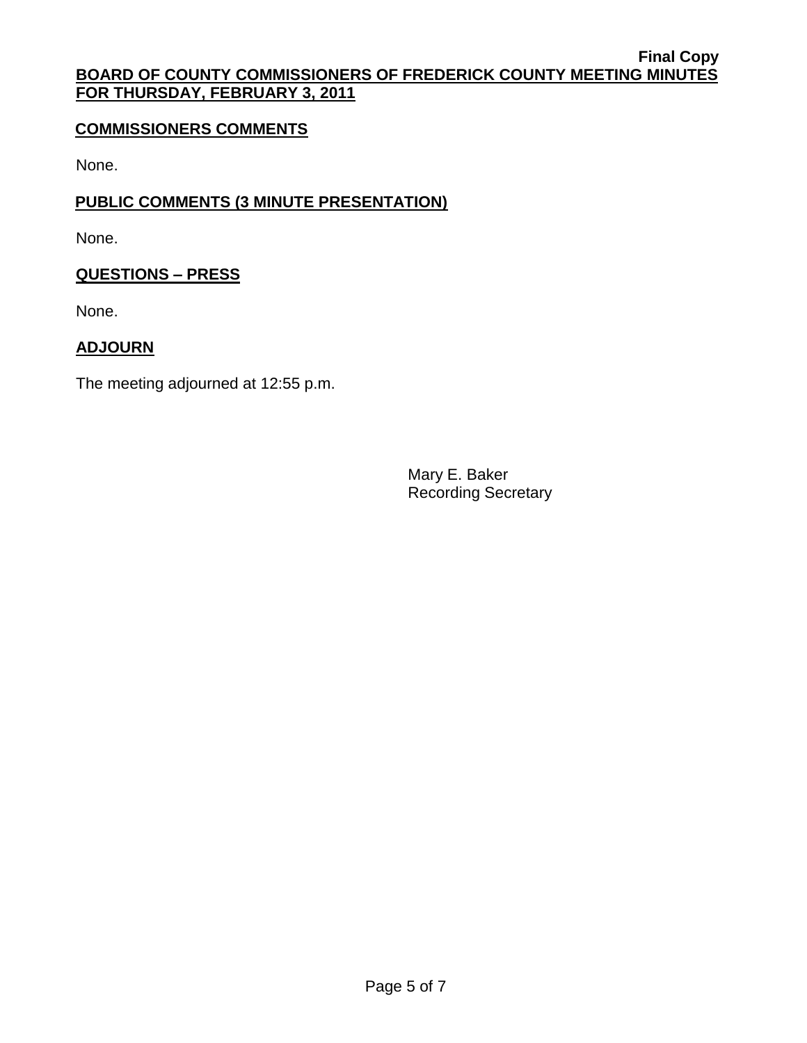**Final Copy**
**BOARD OF COUNTY COMMISSIONERS OF FREDERICK COUNTY MEETING MINUTES FOR THURSDAY, FEBRUARY 3, 2011**

## COMMISSIONERS COMMENTS

None.

## PUBLIC COMMENTS (3 MINUTE PRESENTATION)

None.

## QUESTIONS – PRESS

None.

## ADJOURN

The meeting adjourned at 12:55 p.m.

Mary E. Baker
Recording Secretary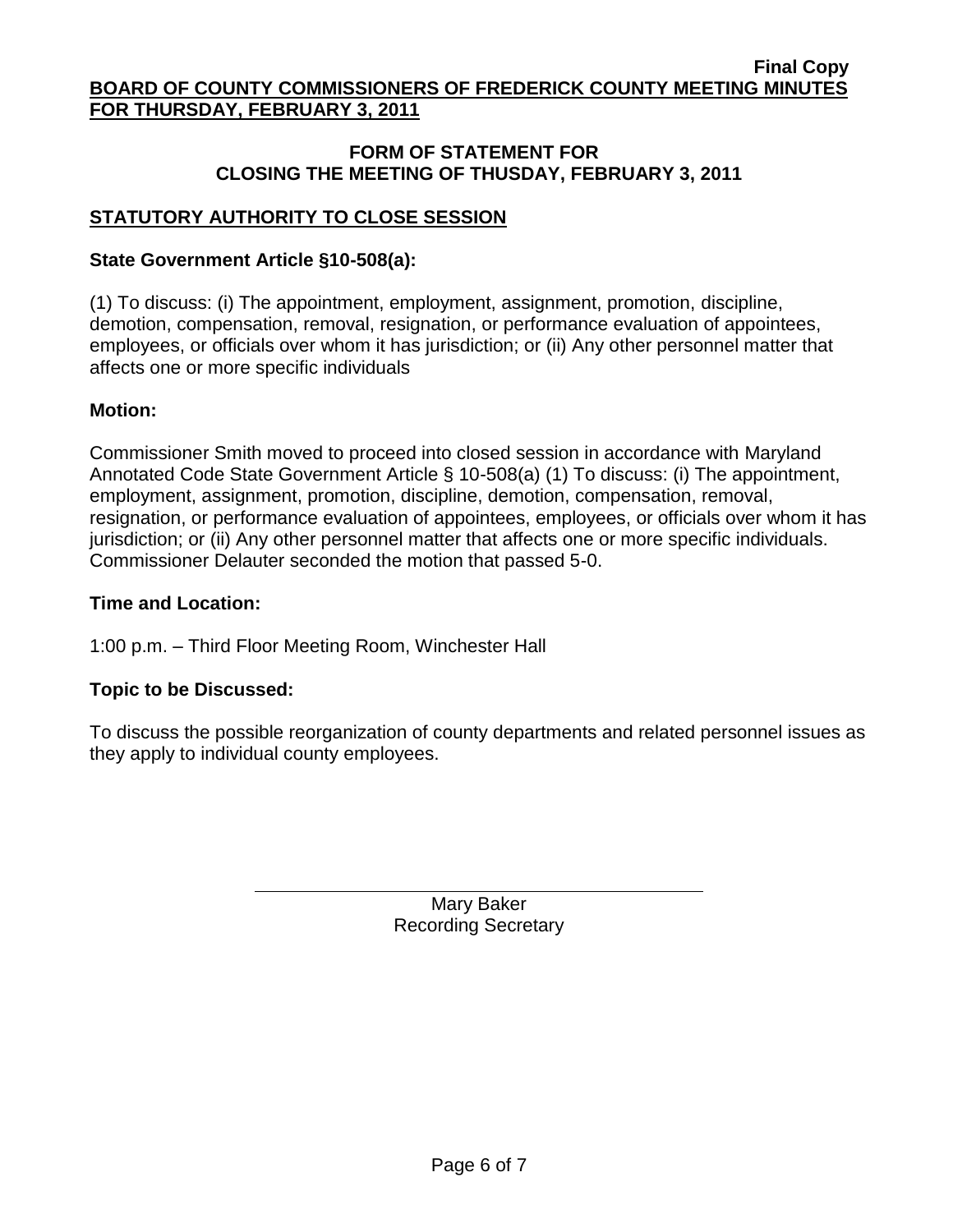## FORM OF STATEMENT FOR CLOSING THE MEETING OF THUSDAY, FEBRUARY 3, 2011

### STATUTORY AUTHORITY TO CLOSE SESSION

**State Government Article §10-508(a):**

(1) To discuss: (i) The appointment, employment, assignment, promotion, discipline, demotion, compensation, removal, resignation, or performance evaluation of appointees, employees, or officials over whom it has jurisdiction; or (ii) Any other personnel matter that affects one or more specific individuals

**Motion:**

Commissioner Smith moved to proceed into closed session in accordance with Maryland Annotated Code State Government Article § 10-508(a) (1) To discuss: (i) The appointment, employment, assignment, promotion, discipline, demotion, compensation, removal, resignation, or performance evaluation of appointees, employees, or officials over whom it has jurisdiction; or (ii) Any other personnel matter that affects one or more specific individuals. Commissioner Delauter seconded the motion that passed 5-0.

**Time and Location:**

1:00 p.m. – Third Floor Meeting Room, Winchester Hall

**Topic to be Discussed:**

To discuss the possible reorganization of county departments and related personnel issues as they apply to individual county employees.

Mary Baker
Recording Secretary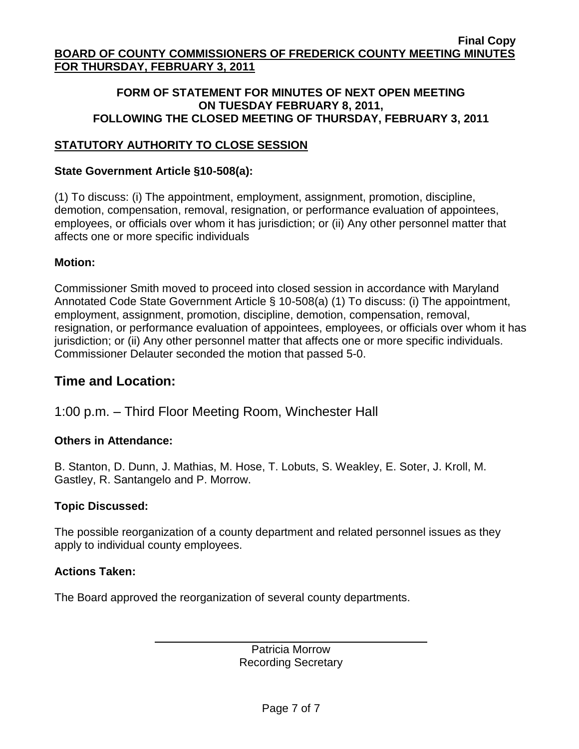**FORM OF STATEMENT FOR MINUTES OF NEXT OPEN MEETING ON TUESDAY FEBRUARY 8, 2011, FOLLOWING THE CLOSED MEETING OF THURSDAY, FEBRUARY 3, 2011**

## STATUTORY AUTHORITY TO CLOSE SESSION

**State Government Article §10-508(a):**

(1) To discuss: (i) The appointment, employment, assignment, promotion, discipline, demotion, compensation, removal, resignation, or performance evaluation of appointees, employees, or officials over whom it has jurisdiction; or (ii) Any other personnel matter that affects one or more specific individuals

**Motion:**

Commissioner Smith moved to proceed into closed session in accordance with Maryland Annotated Code State Government Article § 10-508(a) (1) To discuss: (i) The appointment, employment, assignment, promotion, discipline, demotion, compensation, removal, resignation, or performance evaluation of appointees, employees, or officials over whom it has jurisdiction; or (ii) Any other personnel matter that affects one or more specific individuals. Commissioner Delauter seconded the motion that passed 5-0.

## Time and Location:

1:00 p.m. – Third Floor Meeting Room, Winchester Hall

**Others in Attendance:**

B. Stanton, D. Dunn, J. Mathias, M. Hose, T. Lobuts, S. Weakley, E. Soter, J. Kroll, M. Gastley, R. Santangelo and P. Morrow.

**Topic Discussed:**

The possible reorganization of a county department and related personnel issues as they apply to individual county employees.

**Actions Taken:**

The Board approved the reorganization of several county departments.

Patricia Morrow
Recording Secretary